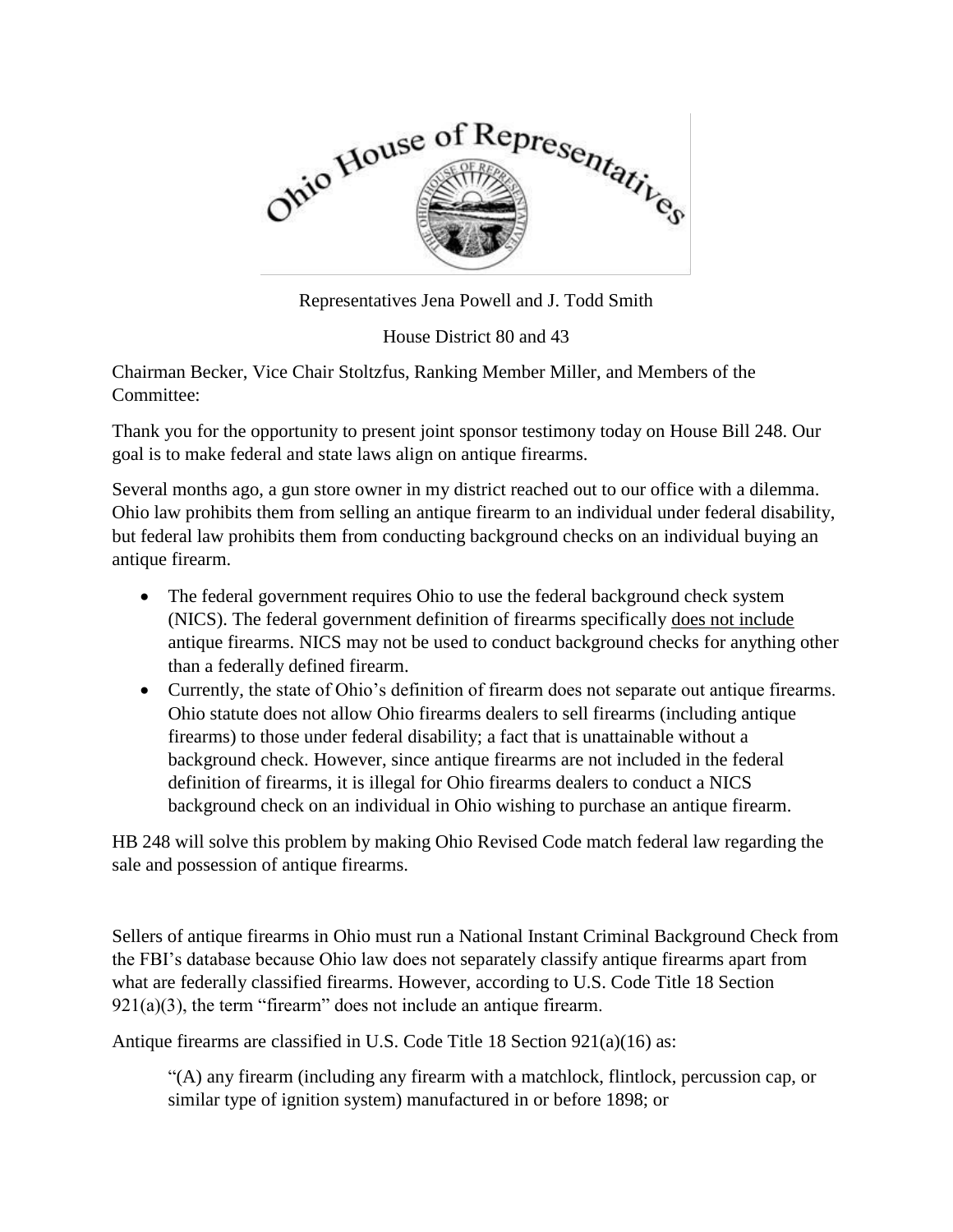Ohio House of Representatives

Representatives Jena Powell and J. Todd Smith

House District 80 and 43

Chairman Becker, Vice Chair Stoltzfus, Ranking Member Miller, and Members of the Committee:

Thank you for the opportunity to present joint sponsor testimony today on House Bill 248. Our goal is to make federal and state laws align on antique firearms.

Several months ago, a gun store owner in my district reached out to our office with a dilemma. Ohio law prohibits them from selling an antique firearm to an individual under federal disability, but federal law prohibits them from conducting background checks on an individual buying an antique firearm.

- The federal government requires Ohio to use the federal background check system (NICS). The federal government definition of firearms specifically does not include antique firearms. NICS may not be used to conduct background checks for anything other than a federally defined firearm.
- Currently, the state of Ohio's definition of firearm does not separate out antique firearms. Ohio statute does not allow Ohio firearms dealers to sell firearms (including antique firearms) to those under federal disability; a fact that is unattainable without a background check. However, since antique firearms are not included in the federal definition of firearms, it is illegal for Ohio firearms dealers to conduct a NICS background check on an individual in Ohio wishing to purchase an antique firearm.

HB 248 will solve this problem by making Ohio Revised Code match federal law regarding the sale and possession of antique firearms.

Sellers of antique firearms in Ohio must run a National Instant Criminal Background Check from the FBI's database because Ohio law does not separately classify antique firearms apart from what are federally classified firearms. However, according to U.S. Code Title 18 Section 921(a)(3), the term "firearm" does not include an antique firearm.

Antique firearms are classified in U.S. Code Title 18 Section 921(a)(16) as:

> "(A) any firearm (including any firearm with a matchlock, flintlock, percussion cap, or similar type of ignition system) manufactured in or before 1898; or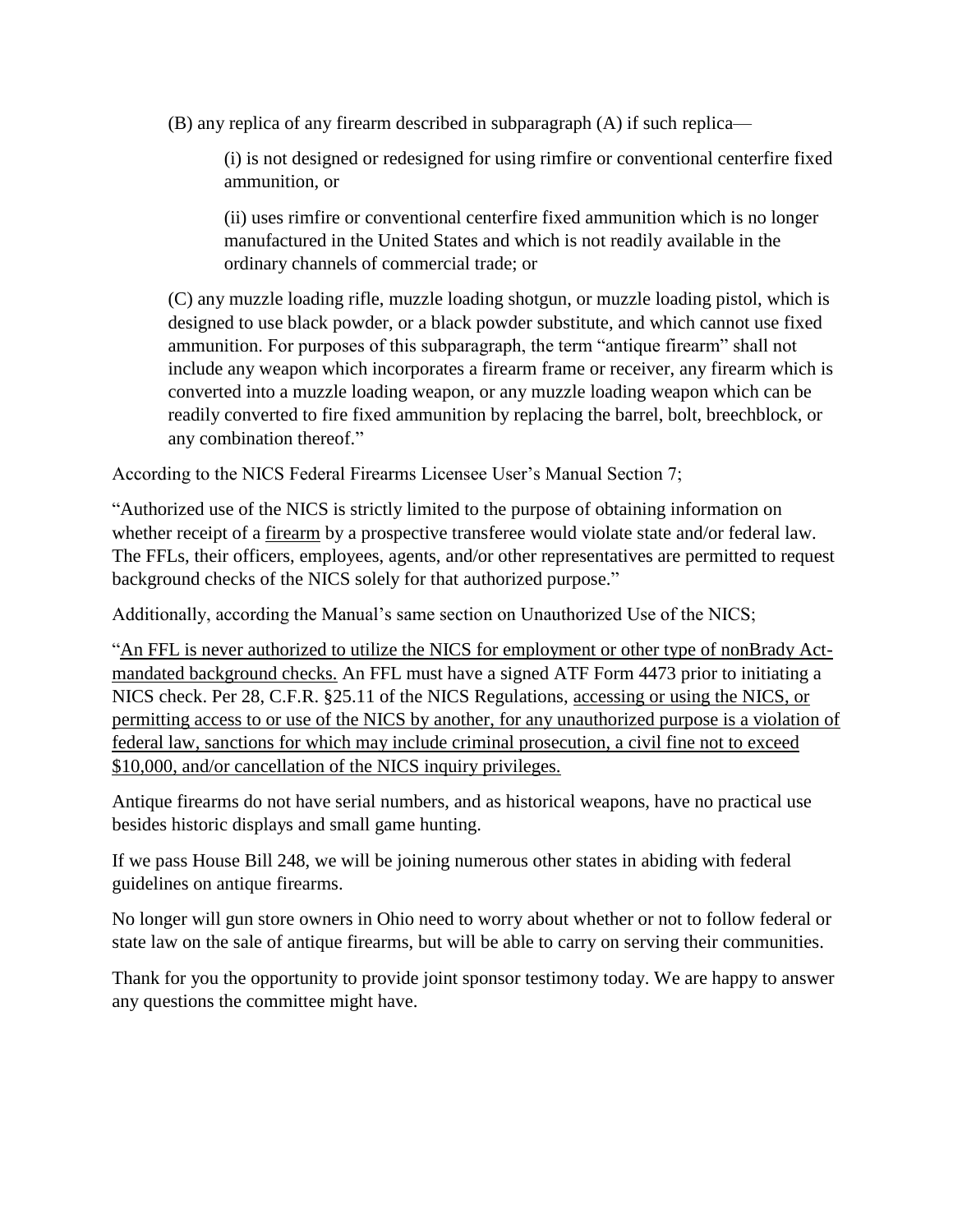(B) any replica of any firearm described in subparagraph (A) if such replica—

(i) is not designed or redesigned for using rimfire or conventional centerfire fixed ammunition, or

(ii) uses rimfire or conventional centerfire fixed ammunition which is no longer manufactured in the United States and which is not readily available in the ordinary channels of commercial trade; or

(C) any muzzle loading rifle, muzzle loading shotgun, or muzzle loading pistol, which is designed to use black powder, or a black powder substitute, and which cannot use fixed ammunition. For purposes of this subparagraph, the term "antique firearm" shall not include any weapon which incorporates a firearm frame or receiver, any firearm which is converted into a muzzle loading weapon, or any muzzle loading weapon which can be readily converted to fire fixed ammunition by replacing the barrel, bolt, breechblock, or any combination thereof."

According to the NICS Federal Firearms Licensee User's Manual Section 7;

"Authorized use of the NICS is strictly limited to the purpose of obtaining information on whether receipt of a <u>firearm</u> by a prospective transferee would violate state and/or federal law. The FFLs, their officers, employees, agents, and/or other representatives are permitted to request background checks of the NICS solely for that authorized purpose."

Additionally, according the Manual's same section on Unauthorized Use of the NICS;

"<u>An FFL is never authorized to utilize the NICS for employment or other type of nonBrady Act-mandated background checks.</u> An FFL must have a signed ATF Form 4473 prior to initiating a NICS check. Per 28, C.F.R. §25.11 of the NICS Regulations, <u>accessing or using the NICS, or permitting access to or use of the NICS by another, for any unauthorized purpose is a violation of federal law, sanctions for which may include criminal prosecution, a civil fine not to exceed $10,000, and/or cancellation of the NICS inquiry privileges.</u>

Antique firearms do not have serial numbers, and as historical weapons, have no practical use besides historic displays and small game hunting.

If we pass House Bill 248, we will be joining numerous other states in abiding with federal guidelines on antique firearms.

No longer will gun store owners in Ohio need to worry about whether or not to follow federal or state law on the sale of antique firearms, but will be able to carry on serving their communities.

Thank for you the opportunity to provide joint sponsor testimony today. We are happy to answer any questions the committee might have.